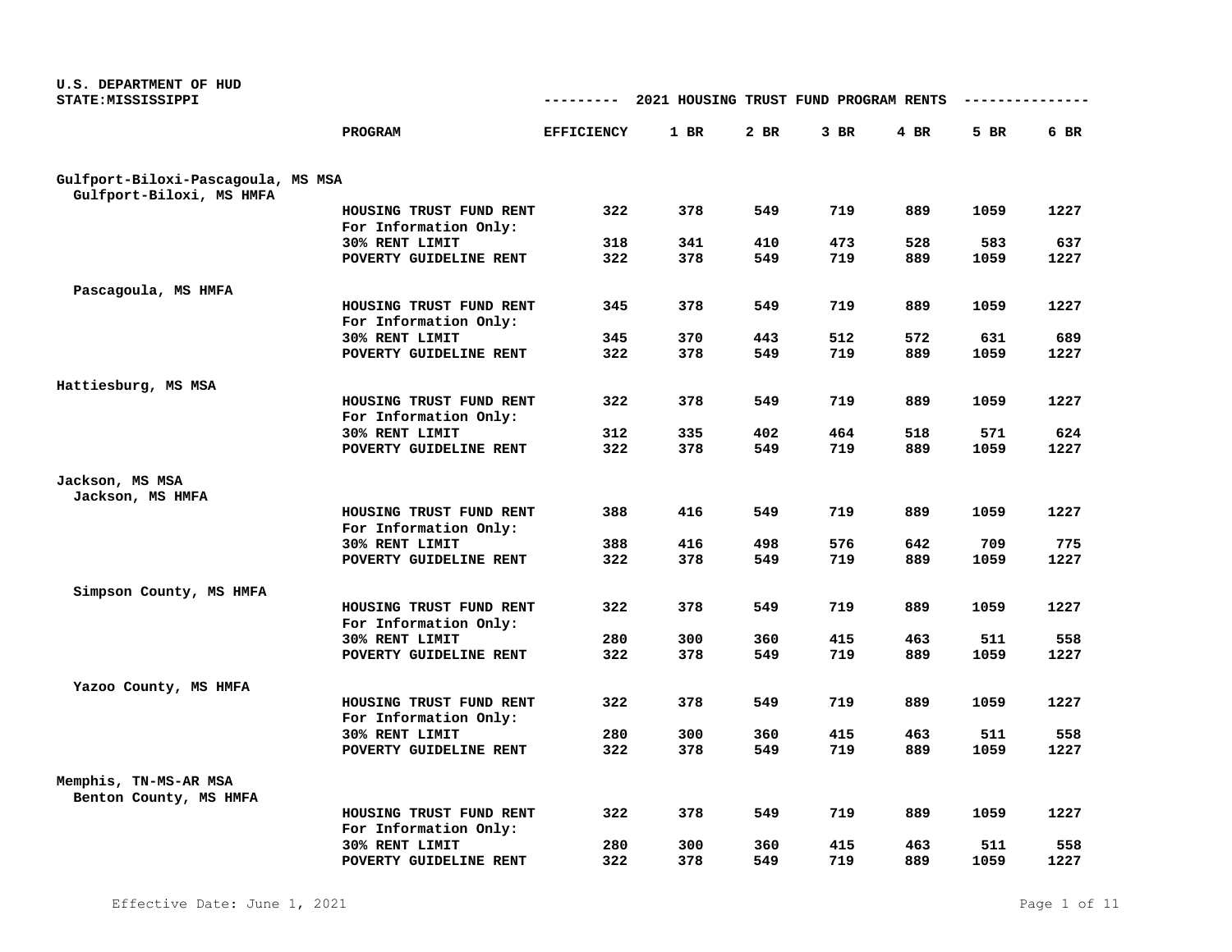U.S. DEPARTMENT OF HUD
STATE:MISSISSIPPI

## 2021 HOUSING TRUST FUND PROGRAM RENTS

| | PROGRAM | EFFICIENCY | 1 BR | 2 BR | 3 BR | 4 BR | 5 BR | 6 BR |
|---|---|---|---|---|---|---|---|---|
| **Gulfport-Biloxi-Pascagoula, MS MSA** | | | | | | | | |
| Gulfport-Biloxi, MS HMFA | | | | | | | | |
| | HOUSING TRUST FUND RENT | 322 | 378 | 549 | 719 | 889 | 1059 | 1227 |
| | For Information Only: | | | | | | | |
| | 30% RENT LIMIT | 318 | 341 | 410 | 473 | 528 | 583 | 637 |
| | POVERTY GUIDELINE RENT | 322 | 378 | 549 | 719 | 889 | 1059 | 1227 |
| Pascagoula, MS HMFA | | | | | | | | |
| | HOUSING TRUST FUND RENT | 345 | 378 | 549 | 719 | 889 | 1059 | 1227 |
| | For Information Only: | | | | | | | |
| | 30% RENT LIMIT | 345 | 370 | 443 | 512 | 572 | 631 | 689 |
| | POVERTY GUIDELINE RENT | 322 | 378 | 549 | 719 | 889 | 1059 | 1227 |
| **Hattiesburg, MS MSA** | | | | | | | | |
| | HOUSING TRUST FUND RENT | 322 | 378 | 549 | 719 | 889 | 1059 | 1227 |
| | For Information Only: | | | | | | | |
| | 30% RENT LIMIT | 312 | 335 | 402 | 464 | 518 | 571 | 624 |
| | POVERTY GUIDELINE RENT | 322 | 378 | 549 | 719 | 889 | 1059 | 1227 |
| **Jackson, MS MSA** | | | | | | | | |
| Jackson, MS HMFA | | | | | | | | |
| | HOUSING TRUST FUND RENT | 388 | 416 | 549 | 719 | 889 | 1059 | 1227 |
| | For Information Only: | | | | | | | |
| | 30% RENT LIMIT | 388 | 416 | 498 | 576 | 642 | 709 | 775 |
| | POVERTY GUIDELINE RENT | 322 | 378 | 549 | 719 | 889 | 1059 | 1227 |
| Simpson County, MS HMFA | | | | | | | | |
| | HOUSING TRUST FUND RENT | 322 | 378 | 549 | 719 | 889 | 1059 | 1227 |
| | For Information Only: | | | | | | | |
| | 30% RENT LIMIT | 280 | 300 | 360 | 415 | 463 | 511 | 558 |
| | POVERTY GUIDELINE RENT | 322 | 378 | 549 | 719 | 889 | 1059 | 1227 |
| Yazoo County, MS HMFA | | | | | | | | |
| | HOUSING TRUST FUND RENT | 322 | 378 | 549 | 719 | 889 | 1059 | 1227 |
| | For Information Only: | | | | | | | |
| | 30% RENT LIMIT | 280 | 300 | 360 | 415 | 463 | 511 | 558 |
| | POVERTY GUIDELINE RENT | 322 | 378 | 549 | 719 | 889 | 1059 | 1227 |
| **Memphis, TN-MS-AR MSA** | | | | | | | | |
| Benton County, MS HMFA | | | | | | | | |
| | HOUSING TRUST FUND RENT | 322 | 378 | 549 | 719 | 889 | 1059 | 1227 |
| | For Information Only: | | | | | | | |
| | 30% RENT LIMIT | 280 | 300 | 360 | 415 | 463 | 511 | 558 |
| | POVERTY GUIDELINE RENT | 322 | 378 | 549 | 719 | 889 | 1059 | 1227 |

Effective Date: June 1, 2021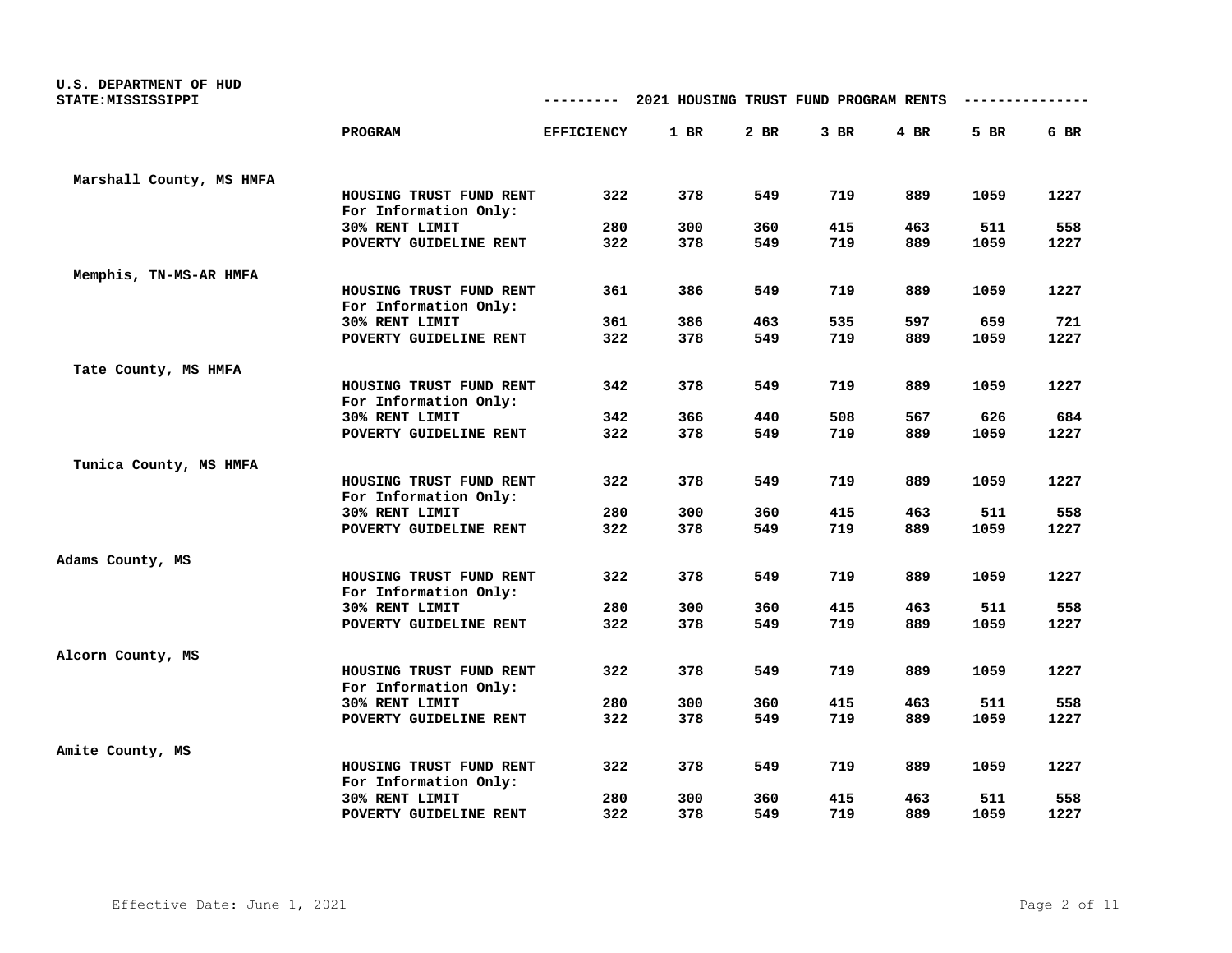U.S. DEPARTMENT OF HUD
STATE:MISSISSIPPI

## 2021 HOUSING TRUST FUND PROGRAM RENTS

| | PROGRAM | EFFICIENCY | 1 BR | 2 BR | 3 BR | 4 BR | 5 BR | 6 BR |
|---|---|---|---|---|---|---|---|---|
| **Marshall County, MS HMFA** | | | | | | | | |
| | HOUSING TRUST FUND RENT | 322 | 378 | 549 | 719 | 889 | 1059 | 1227 |
| | For Information Only: | | | | | | | |
| | 30% RENT LIMIT | 280 | 300 | 360 | 415 | 463 | 511 | 558 |
| | POVERTY GUIDELINE RENT | 322 | 378 | 549 | 719 | 889 | 1059 | 1227 |
| **Memphis, TN-MS-AR HMFA** | | | | | | | | |
| | HOUSING TRUST FUND RENT | 361 | 386 | 549 | 719 | 889 | 1059 | 1227 |
| | For Information Only: | | | | | | | |
| | 30% RENT LIMIT | 361 | 386 | 463 | 535 | 597 | 659 | 721 |
| | POVERTY GUIDELINE RENT | 322 | 378 | 549 | 719 | 889 | 1059 | 1227 |
| **Tate County, MS HMFA** | | | | | | | | |
| | HOUSING TRUST FUND RENT | 342 | 378 | 549 | 719 | 889 | 1059 | 1227 |
| | For Information Only: | | | | | | | |
| | 30% RENT LIMIT | 342 | 366 | 440 | 508 | 567 | 626 | 684 |
| | POVERTY GUIDELINE RENT | 322 | 378 | 549 | 719 | 889 | 1059 | 1227 |
| **Tunica County, MS HMFA** | | | | | | | | |
| | HOUSING TRUST FUND RENT | 322 | 378 | 549 | 719 | 889 | 1059 | 1227 |
| | For Information Only: | | | | | | | |
| | 30% RENT LIMIT | 280 | 300 | 360 | 415 | 463 | 511 | 558 |
| | POVERTY GUIDELINE RENT | 322 | 378 | 549 | 719 | 889 | 1059 | 1227 |
| **Adams County, MS** | | | | | | | | |
| | HOUSING TRUST FUND RENT | 322 | 378 | 549 | 719 | 889 | 1059 | 1227 |
| | For Information Only: | | | | | | | |
| | 30% RENT LIMIT | 280 | 300 | 360 | 415 | 463 | 511 | 558 |
| | POVERTY GUIDELINE RENT | 322 | 378 | 549 | 719 | 889 | 1059 | 1227 |
| **Alcorn County, MS** | | | | | | | | |
| | HOUSING TRUST FUND RENT | 322 | 378 | 549 | 719 | 889 | 1059 | 1227 |
| | For Information Only: | | | | | | | |
| | 30% RENT LIMIT | 280 | 300 | 360 | 415 | 463 | 511 | 558 |
| | POVERTY GUIDELINE RENT | 322 | 378 | 549 | 719 | 889 | 1059 | 1227 |
| **Amite County, MS** | | | | | | | | |
| | HOUSING TRUST FUND RENT | 322 | 378 | 549 | 719 | 889 | 1059 | 1227 |
| | For Information Only: | | | | | | | |
| | 30% RENT LIMIT | 280 | 300 | 360 | 415 | 463 | 511 | 558 |
| | POVERTY GUIDELINE RENT | 322 | 378 | 549 | 719 | 889 | 1059 | 1227 |

Effective Date: June 1, 2021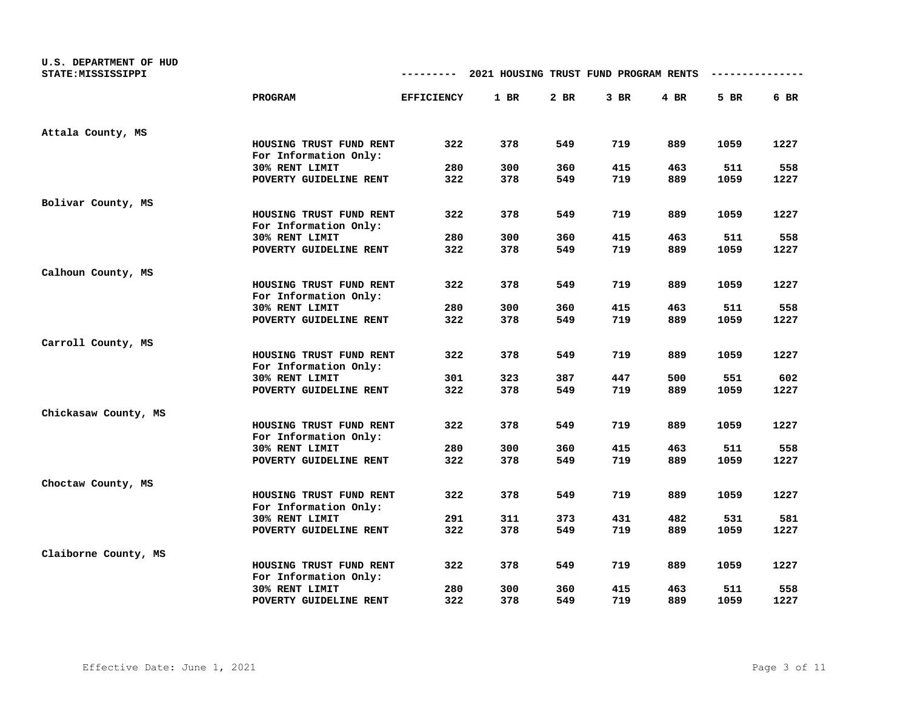U.S. DEPARTMENT OF HUD
STATE:MISSISSIPPI

## 2021 HOUSING TRUST FUND PROGRAM RENTS

| | PROGRAM | EFFICIENCY | 1 BR | 2 BR | 3 BR | 4 BR | 5 BR | 6 BR |
|---|---|---|---|---|---|---|---|---|
| **Attala County, MS** | | | | | | | | |
| | HOUSING TRUST FUND RENT | 322 | 378 | 549 | 719 | 889 | 1059 | 1227 |
| | For Information Only: | | | | | | | |
| | 30% RENT LIMIT | 280 | 300 | 360 | 415 | 463 | 511 | 558 |
| | POVERTY GUIDELINE RENT | 322 | 378 | 549 | 719 | 889 | 1059 | 1227 |
| **Bolivar County, MS** | | | | | | | | |
| | HOUSING TRUST FUND RENT | 322 | 378 | 549 | 719 | 889 | 1059 | 1227 |
| | For Information Only: | | | | | | | |
| | 30% RENT LIMIT | 280 | 300 | 360 | 415 | 463 | 511 | 558 |
| | POVERTY GUIDELINE RENT | 322 | 378 | 549 | 719 | 889 | 1059 | 1227 |
| **Calhoun County, MS** | | | | | | | | |
| | HOUSING TRUST FUND RENT | 322 | 378 | 549 | 719 | 889 | 1059 | 1227 |
| | For Information Only: | | | | | | | |
| | 30% RENT LIMIT | 280 | 300 | 360 | 415 | 463 | 511 | 558 |
| | POVERTY GUIDELINE RENT | 322 | 378 | 549 | 719 | 889 | 1059 | 1227 |
| **Carroll County, MS** | | | | | | | | |
| | HOUSING TRUST FUND RENT | 322 | 378 | 549 | 719 | 889 | 1059 | 1227 |
| | For Information Only: | | | | | | | |
| | 30% RENT LIMIT | 301 | 323 | 387 | 447 | 500 | 551 | 602 |
| | POVERTY GUIDELINE RENT | 322 | 378 | 549 | 719 | 889 | 1059 | 1227 |
| **Chickasaw County, MS** | | | | | | | | |
| | HOUSING TRUST FUND RENT | 322 | 378 | 549 | 719 | 889 | 1059 | 1227 |
| | For Information Only: | | | | | | | |
| | 30% RENT LIMIT | 280 | 300 | 360 | 415 | 463 | 511 | 558 |
| | POVERTY GUIDELINE RENT | 322 | 378 | 549 | 719 | 889 | 1059 | 1227 |
| **Choctaw County, MS** | | | | | | | | |
| | HOUSING TRUST FUND RENT | 322 | 378 | 549 | 719 | 889 | 1059 | 1227 |
| | For Information Only: | | | | | | | |
| | 30% RENT LIMIT | 291 | 311 | 373 | 431 | 482 | 531 | 581 |
| | POVERTY GUIDELINE RENT | 322 | 378 | 549 | 719 | 889 | 1059 | 1227 |
| **Claiborne County, MS** | | | | | | | | |
| | HOUSING TRUST FUND RENT | 322 | 378 | 549 | 719 | 889 | 1059 | 1227 |
| | For Information Only: | | | | | | | |
| | 30% RENT LIMIT | 280 | 300 | 360 | 415 | 463 | 511 | 558 |
| | POVERTY GUIDELINE RENT | 322 | 378 | 549 | 719 | 889 | 1059 | 1227 |

Effective Date: June 1, 2021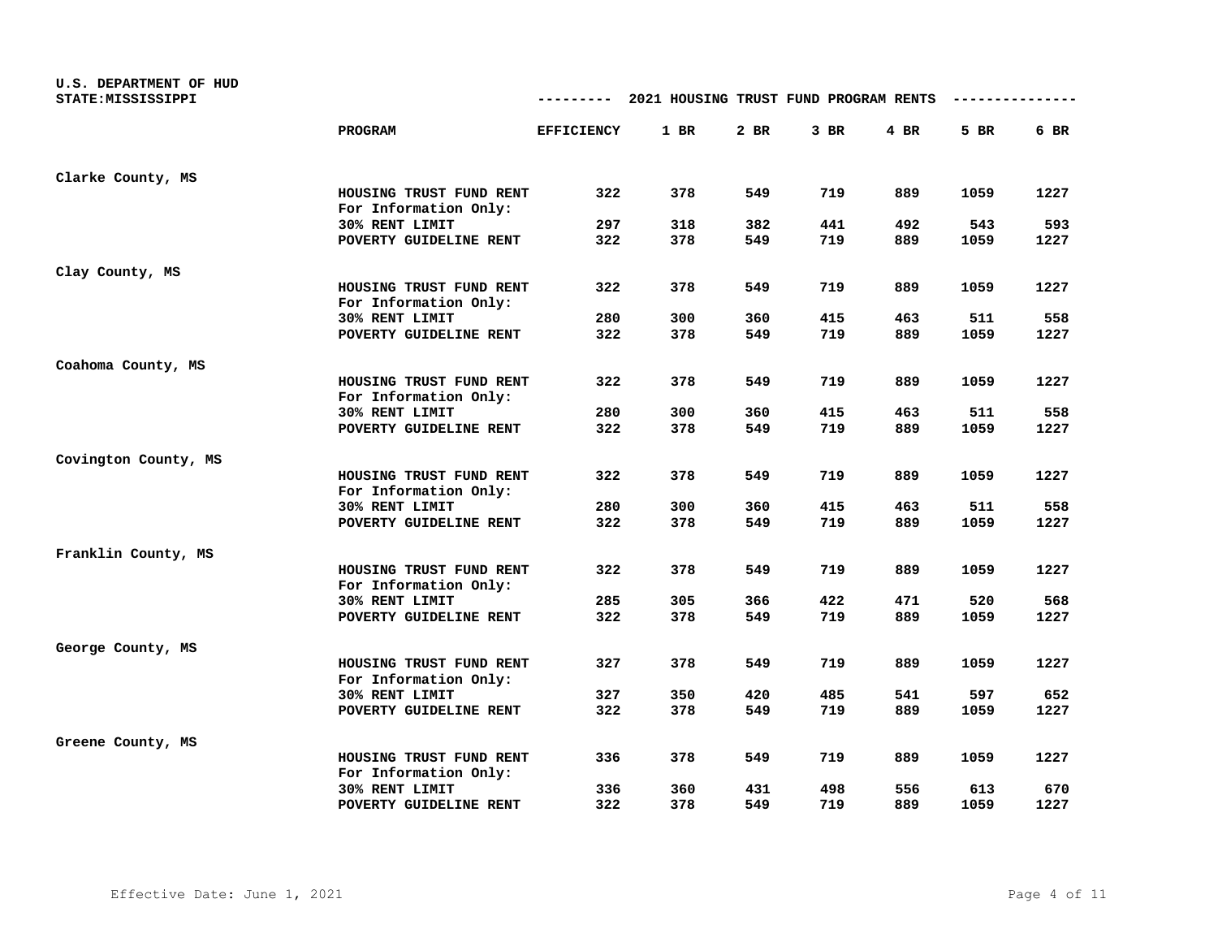U.S. DEPARTMENT OF HUD
STATE:MISSISSIPPI

## 2021 HOUSING TRUST FUND PROGRAM RENTS

| | PROGRAM | EFFICIENCY | 1 BR | 2 BR | 3 BR | 4 BR | 5 BR | 6 BR |
|---|---|---|---|---|---|---|---|---|
| **Clarke County, MS** | | | | | | | | |
| | HOUSING TRUST FUND RENT | 322 | 378 | 549 | 719 | 889 | 1059 | 1227 |
| | For Information Only: | | | | | | | |
| | 30% RENT LIMIT | 297 | 318 | 382 | 441 | 492 | 543 | 593 |
| | POVERTY GUIDELINE RENT | 322 | 378 | 549 | 719 | 889 | 1059 | 1227 |
| **Clay County, MS** | | | | | | | | |
| | HOUSING TRUST FUND RENT | 322 | 378 | 549 | 719 | 889 | 1059 | 1227 |
| | For Information Only: | | | | | | | |
| | 30% RENT LIMIT | 280 | 300 | 360 | 415 | 463 | 511 | 558 |
| | POVERTY GUIDELINE RENT | 322 | 378 | 549 | 719 | 889 | 1059 | 1227 |
| **Coahoma County, MS** | | | | | | | | |
| | HOUSING TRUST FUND RENT | 322 | 378 | 549 | 719 | 889 | 1059 | 1227 |
| | For Information Only: | | | | | | | |
| | 30% RENT LIMIT | 280 | 300 | 360 | 415 | 463 | 511 | 558 |
| | POVERTY GUIDELINE RENT | 322 | 378 | 549 | 719 | 889 | 1059 | 1227 |
| **Covington County, MS** | | | | | | | | |
| | HOUSING TRUST FUND RENT | 322 | 378 | 549 | 719 | 889 | 1059 | 1227 |
| | For Information Only: | | | | | | | |
| | 30% RENT LIMIT | 280 | 300 | 360 | 415 | 463 | 511 | 558 |
| | POVERTY GUIDELINE RENT | 322 | 378 | 549 | 719 | 889 | 1059 | 1227 |
| **Franklin County, MS** | | | | | | | | |
| | HOUSING TRUST FUND RENT | 322 | 378 | 549 | 719 | 889 | 1059 | 1227 |
| | For Information Only: | | | | | | | |
| | 30% RENT LIMIT | 285 | 305 | 366 | 422 | 471 | 520 | 568 |
| | POVERTY GUIDELINE RENT | 322 | 378 | 549 | 719 | 889 | 1059 | 1227 |
| **George County, MS** | | | | | | | | |
| | HOUSING TRUST FUND RENT | 327 | 378 | 549 | 719 | 889 | 1059 | 1227 |
| | For Information Only: | | | | | | | |
| | 30% RENT LIMIT | 327 | 350 | 420 | 485 | 541 | 597 | 652 |
| | POVERTY GUIDELINE RENT | 322 | 378 | 549 | 719 | 889 | 1059 | 1227 |
| **Greene County, MS** | | | | | | | | |
| | HOUSING TRUST FUND RENT | 336 | 378 | 549 | 719 | 889 | 1059 | 1227 |
| | For Information Only: | | | | | | | |
| | 30% RENT LIMIT | 336 | 360 | 431 | 498 | 556 | 613 | 670 |
| | POVERTY GUIDELINE RENT | 322 | 378 | 549 | 719 | 889 | 1059 | 1227 |

Effective Date: June 1, 2021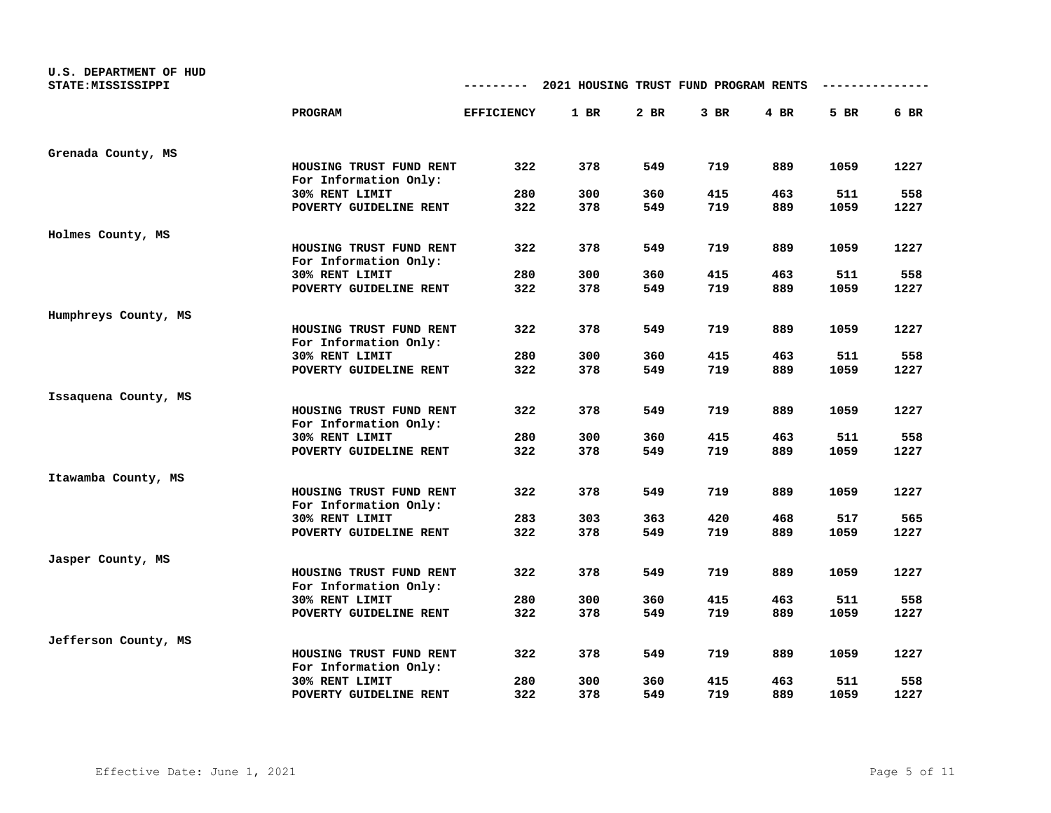U.S. DEPARTMENT OF HUD
STATE:MISSISSIPPI

## 2021 HOUSING TRUST FUND PROGRAM RENTS

| | PROGRAM | EFFICIENCY | 1 BR | 2 BR | 3 BR | 4 BR | 5 BR | 6 BR |
|---|---|---|---|---|---|---|---|---|
| Grenada County, MS | | | | | | | | |
| | HOUSING TRUST FUND RENT | 322 | 378 | 549 | 719 | 889 | 1059 | 1227 |
| | For Information Only: | | | | | | | |
| | 30% RENT LIMIT | 280 | 300 | 360 | 415 | 463 | 511 | 558 |
| | POVERTY GUIDELINE RENT | 322 | 378 | 549 | 719 | 889 | 1059 | 1227 |
| Holmes County, MS | | | | | | | | |
| | HOUSING TRUST FUND RENT | 322 | 378 | 549 | 719 | 889 | 1059 | 1227 |
| | For Information Only: | | | | | | | |
| | 30% RENT LIMIT | 280 | 300 | 360 | 415 | 463 | 511 | 558 |
| | POVERTY GUIDELINE RENT | 322 | 378 | 549 | 719 | 889 | 1059 | 1227 |
| Humphreys County, MS | | | | | | | | |
| | HOUSING TRUST FUND RENT | 322 | 378 | 549 | 719 | 889 | 1059 | 1227 |
| | For Information Only: | | | | | | | |
| | 30% RENT LIMIT | 280 | 300 | 360 | 415 | 463 | 511 | 558 |
| | POVERTY GUIDELINE RENT | 322 | 378 | 549 | 719 | 889 | 1059 | 1227 |
| Issaquena County, MS | | | | | | | | |
| | HOUSING TRUST FUND RENT | 322 | 378 | 549 | 719 | 889 | 1059 | 1227 |
| | For Information Only: | | | | | | | |
| | 30% RENT LIMIT | 280 | 300 | 360 | 415 | 463 | 511 | 558 |
| | POVERTY GUIDELINE RENT | 322 | 378 | 549 | 719 | 889 | 1059 | 1227 |
| Itawamba County, MS | | | | | | | | |
| | HOUSING TRUST FUND RENT | 322 | 378 | 549 | 719 | 889 | 1059 | 1227 |
| | For Information Only: | | | | | | | |
| | 30% RENT LIMIT | 283 | 303 | 363 | 420 | 468 | 517 | 565 |
| | POVERTY GUIDELINE RENT | 322 | 378 | 549 | 719 | 889 | 1059 | 1227 |
| Jasper County, MS | | | | | | | | |
| | HOUSING TRUST FUND RENT | 322 | 378 | 549 | 719 | 889 | 1059 | 1227 |
| | For Information Only: | | | | | | | |
| | 30% RENT LIMIT | 280 | 300 | 360 | 415 | 463 | 511 | 558 |
| | POVERTY GUIDELINE RENT | 322 | 378 | 549 | 719 | 889 | 1059 | 1227 |
| Jefferson County, MS | | | | | | | | |
| | HOUSING TRUST FUND RENT | 322 | 378 | 549 | 719 | 889 | 1059 | 1227 |
| | For Information Only: | | | | | | | |
| | 30% RENT LIMIT | 280 | 300 | 360 | 415 | 463 | 511 | 558 |
| | POVERTY GUIDELINE RENT | 322 | 378 | 549 | 719 | 889 | 1059 | 1227 |

Effective Date: June 1, 2021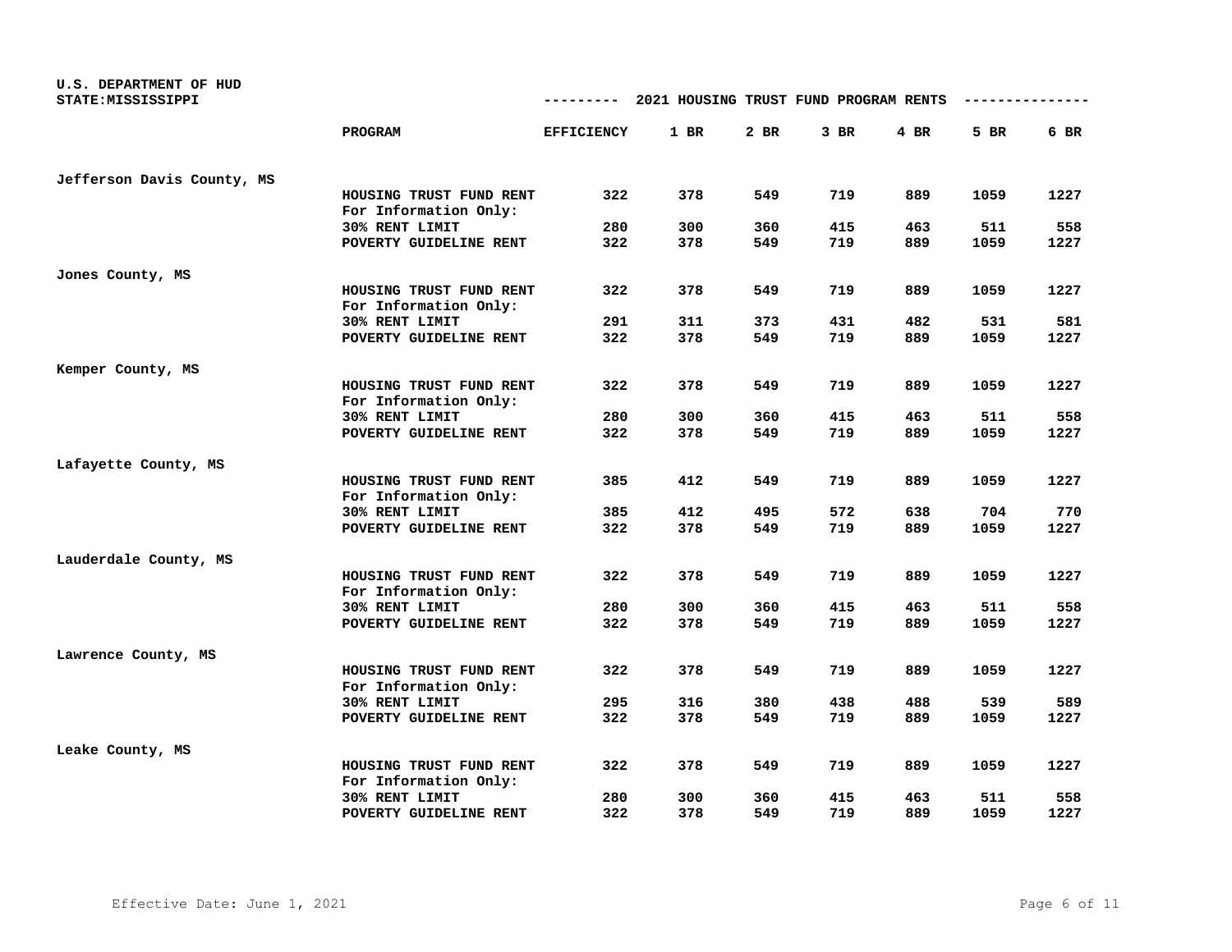U.S. DEPARTMENT OF HUD
STATE:MISSISSIPPI

## 2021 HOUSING TRUST FUND PROGRAM RENTS

| | PROGRAM | EFFICIENCY | 1 BR | 2 BR | 3 BR | 4 BR | 5 BR | 6 BR |
|---|---|---|---|---|---|---|---|---|
| Jefferson Davis County, MS | | | | | | | | |
| | HOUSING TRUST FUND RENT | 322 | 378 | 549 | 719 | 889 | 1059 | 1227 |
| | For Information Only: | | | | | | | |
| | 30% RENT LIMIT | 280 | 300 | 360 | 415 | 463 | 511 | 558 |
| | POVERTY GUIDELINE RENT | 322 | 378 | 549 | 719 | 889 | 1059 | 1227 |
| Jones County, MS | | | | | | | | |
| | HOUSING TRUST FUND RENT | 322 | 378 | 549 | 719 | 889 | 1059 | 1227 |
| | For Information Only: | | | | | | | |
| | 30% RENT LIMIT | 291 | 311 | 373 | 431 | 482 | 531 | 581 |
| | POVERTY GUIDELINE RENT | 322 | 378 | 549 | 719 | 889 | 1059 | 1227 |
| Kemper County, MS | | | | | | | | |
| | HOUSING TRUST FUND RENT | 322 | 378 | 549 | 719 | 889 | 1059 | 1227 |
| | For Information Only: | | | | | | | |
| | 30% RENT LIMIT | 280 | 300 | 360 | 415 | 463 | 511 | 558 |
| | POVERTY GUIDELINE RENT | 322 | 378 | 549 | 719 | 889 | 1059 | 1227 |
| Lafayette County, MS | | | | | | | | |
| | HOUSING TRUST FUND RENT | 385 | 412 | 549 | 719 | 889 | 1059 | 1227 |
| | For Information Only: | | | | | | | |
| | 30% RENT LIMIT | 385 | 412 | 495 | 572 | 638 | 704 | 770 |
| | POVERTY GUIDELINE RENT | 322 | 378 | 549 | 719 | 889 | 1059 | 1227 |
| Lauderdale County, MS | | | | | | | | |
| | HOUSING TRUST FUND RENT | 322 | 378 | 549 | 719 | 889 | 1059 | 1227 |
| | For Information Only: | | | | | | | |
| | 30% RENT LIMIT | 280 | 300 | 360 | 415 | 463 | 511 | 558 |
| | POVERTY GUIDELINE RENT | 322 | 378 | 549 | 719 | 889 | 1059 | 1227 |
| Lawrence County, MS | | | | | | | | |
| | HOUSING TRUST FUND RENT | 322 | 378 | 549 | 719 | 889 | 1059 | 1227 |
| | For Information Only: | | | | | | | |
| | 30% RENT LIMIT | 295 | 316 | 380 | 438 | 488 | 539 | 589 |
| | POVERTY GUIDELINE RENT | 322 | 378 | 549 | 719 | 889 | 1059 | 1227 |
| Leake County, MS | | | | | | | | |
| | HOUSING TRUST FUND RENT | 322 | 378 | 549 | 719 | 889 | 1059 | 1227 |
| | For Information Only: | | | | | | | |
| | 30% RENT LIMIT | 280 | 300 | 360 | 415 | 463 | 511 | 558 |
| | POVERTY GUIDELINE RENT | 322 | 378 | 549 | 719 | 889 | 1059 | 1227 |

Effective Date: June 1, 2021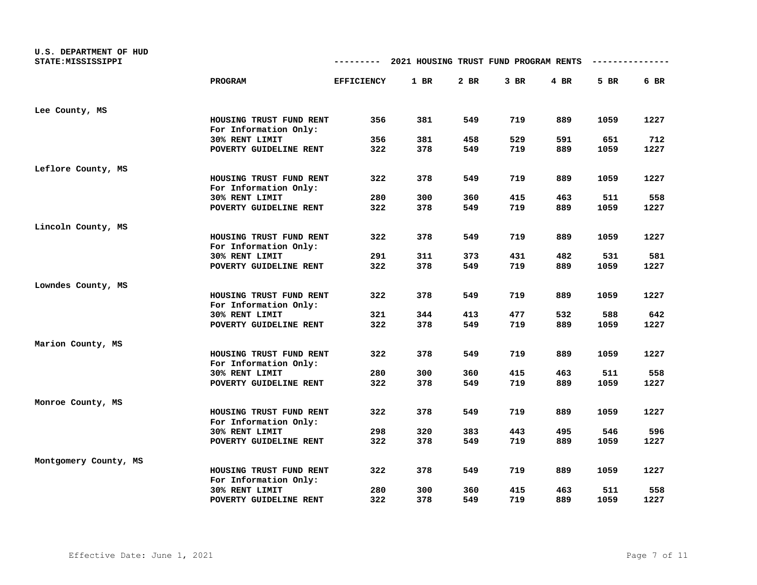U.S. DEPARTMENT OF HUD
STATE:MISSISSIPPI

## 2021 HOUSING TRUST FUND PROGRAM RENTS

| | PROGRAM | EFFICIENCY | 1 BR | 2 BR | 3 BR | 4 BR | 5 BR | 6 BR |
|---|---|---|---|---|---|---|---|---|
| **Lee County, MS** | | | | | | | | |
| | HOUSING TRUST FUND RENT | 356 | 381 | 549 | 719 | 889 | 1059 | 1227 |
| | For Information Only: | | | | | | | |
| | 30% RENT LIMIT | 356 | 381 | 458 | 529 | 591 | 651 | 712 |
| | POVERTY GUIDELINE RENT | 322 | 378 | 549 | 719 | 889 | 1059 | 1227 |
| **Leflore County, MS** | | | | | | | | |
| | HOUSING TRUST FUND RENT | 322 | 378 | 549 | 719 | 889 | 1059 | 1227 |
| | For Information Only: | | | | | | | |
| | 30% RENT LIMIT | 280 | 300 | 360 | 415 | 463 | 511 | 558 |
| | POVERTY GUIDELINE RENT | 322 | 378 | 549 | 719 | 889 | 1059 | 1227 |
| **Lincoln County, MS** | | | | | | | | |
| | HOUSING TRUST FUND RENT | 322 | 378 | 549 | 719 | 889 | 1059 | 1227 |
| | For Information Only: | | | | | | | |
| | 30% RENT LIMIT | 291 | 311 | 373 | 431 | 482 | 531 | 581 |
| | POVERTY GUIDELINE RENT | 322 | 378 | 549 | 719 | 889 | 1059 | 1227 |
| **Lowndes County, MS** | | | | | | | | |
| | HOUSING TRUST FUND RENT | 322 | 378 | 549 | 719 | 889 | 1059 | 1227 |
| | For Information Only: | | | | | | | |
| | 30% RENT LIMIT | 321 | 344 | 413 | 477 | 532 | 588 | 642 |
| | POVERTY GUIDELINE RENT | 322 | 378 | 549 | 719 | 889 | 1059 | 1227 |
| **Marion County, MS** | | | | | | | | |
| | HOUSING TRUST FUND RENT | 322 | 378 | 549 | 719 | 889 | 1059 | 1227 |
| | For Information Only: | | | | | | | |
| | 30% RENT LIMIT | 280 | 300 | 360 | 415 | 463 | 511 | 558 |
| | POVERTY GUIDELINE RENT | 322 | 378 | 549 | 719 | 889 | 1059 | 1227 |
| **Monroe County, MS** | | | | | | | | |
| | HOUSING TRUST FUND RENT | 322 | 378 | 549 | 719 | 889 | 1059 | 1227 |
| | For Information Only: | | | | | | | |
| | 30% RENT LIMIT | 298 | 320 | 383 | 443 | 495 | 546 | 596 |
| | POVERTY GUIDELINE RENT | 322 | 378 | 549 | 719 | 889 | 1059 | 1227 |
| **Montgomery County, MS** | | | | | | | | |
| | HOUSING TRUST FUND RENT | 322 | 378 | 549 | 719 | 889 | 1059 | 1227 |
| | For Information Only: | | | | | | | |
| | 30% RENT LIMIT | 280 | 300 | 360 | 415 | 463 | 511 | 558 |
| | POVERTY GUIDELINE RENT | 322 | 378 | 549 | 719 | 889 | 1059 | 1227 |

Effective Date: June 1, 2021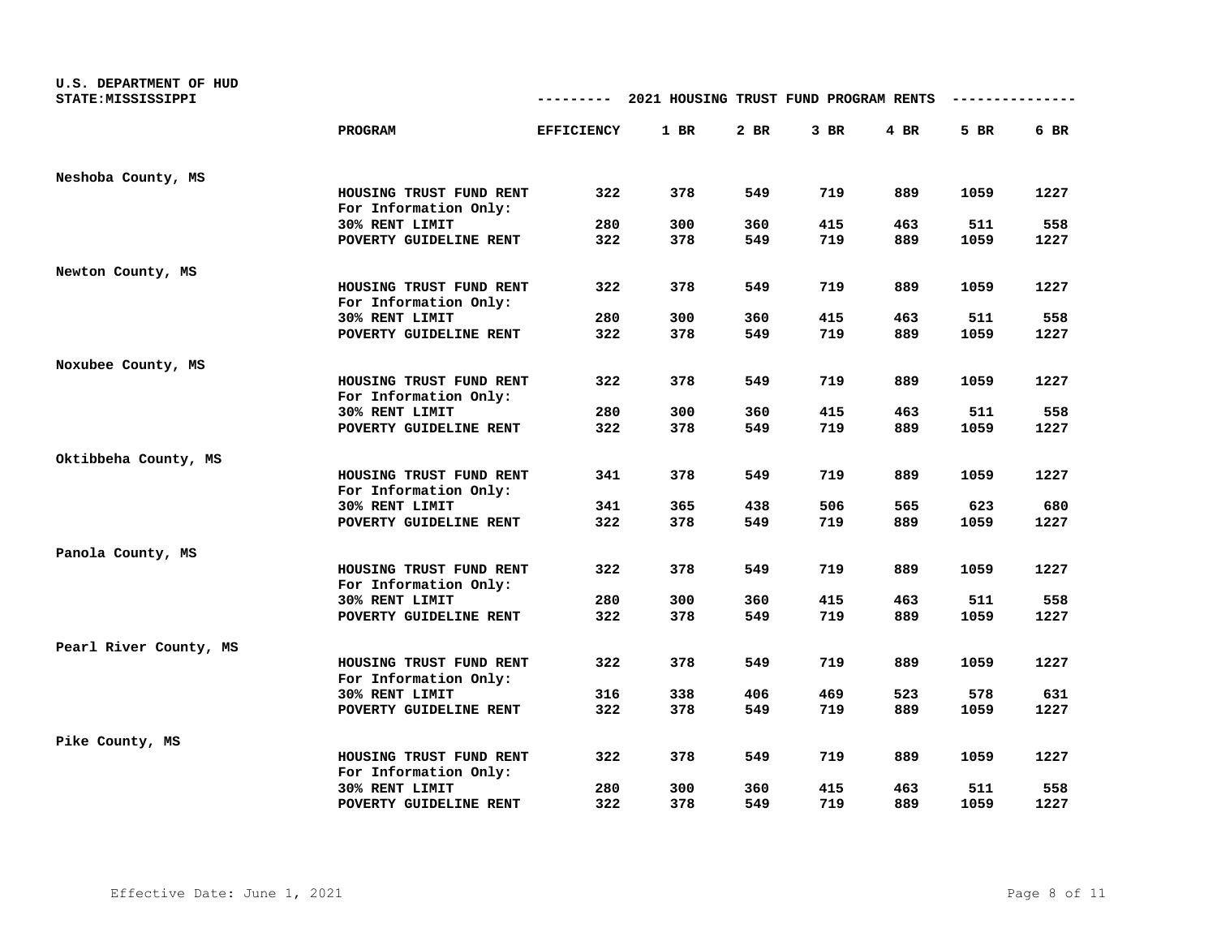U.S. DEPARTMENT OF HUD
STATE:MISSISSIPPI

## --------- 2021 HOUSING TRUST FUND PROGRAM RENTS ---------------

| County | PROGRAM | EFFICIENCY | 1 BR | 2 BR | 3 BR | 4 BR | 5 BR | 6 BR |
|---|---|---|---|---|---|---|---|---|
| Neshoba County, MS | | | | | | | | |
| | HOUSING TRUST FUND RENT | 322 | 378 | 549 | 719 | 889 | 1059 | 1227 |
| | For Information Only: | | | | | | | |
| | 30% RENT LIMIT | 280 | 300 | 360 | 415 | 463 | 511 | 558 |
| | POVERTY GUIDELINE RENT | 322 | 378 | 549 | 719 | 889 | 1059 | 1227 |
| Newton County, MS | | | | | | | | |
| | HOUSING TRUST FUND RENT | 322 | 378 | 549 | 719 | 889 | 1059 | 1227 |
| | For Information Only: | | | | | | | |
| | 30% RENT LIMIT | 280 | 300 | 360 | 415 | 463 | 511 | 558 |
| | POVERTY GUIDELINE RENT | 322 | 378 | 549 | 719 | 889 | 1059 | 1227 |
| Noxubee County, MS | | | | | | | | |
| | HOUSING TRUST FUND RENT | 322 | 378 | 549 | 719 | 889 | 1059 | 1227 |
| | For Information Only: | | | | | | | |
| | 30% RENT LIMIT | 280 | 300 | 360 | 415 | 463 | 511 | 558 |
| | POVERTY GUIDELINE RENT | 322 | 378 | 549 | 719 | 889 | 1059 | 1227 |
| Oktibbeha County, MS | | | | | | | | |
| | HOUSING TRUST FUND RENT | 341 | 378 | 549 | 719 | 889 | 1059 | 1227 |
| | For Information Only: | | | | | | | |
| | 30% RENT LIMIT | 341 | 365 | 438 | 506 | 565 | 623 | 680 |
| | POVERTY GUIDELINE RENT | 322 | 378 | 549 | 719 | 889 | 1059 | 1227 |
| Panola County, MS | | | | | | | | |
| | HOUSING TRUST FUND RENT | 322 | 378 | 549 | 719 | 889 | 1059 | 1227 |
| | For Information Only: | | | | | | | |
| | 30% RENT LIMIT | 280 | 300 | 360 | 415 | 463 | 511 | 558 |
| | POVERTY GUIDELINE RENT | 322 | 378 | 549 | 719 | 889 | 1059 | 1227 |
| Pearl River County, MS | | | | | | | | |
| | HOUSING TRUST FUND RENT | 322 | 378 | 549 | 719 | 889 | 1059 | 1227 |
| | For Information Only: | | | | | | | |
| | 30% RENT LIMIT | 316 | 338 | 406 | 469 | 523 | 578 | 631 |
| | POVERTY GUIDELINE RENT | 322 | 378 | 549 | 719 | 889 | 1059 | 1227 |
| Pike County, MS | | | | | | | | |
| | HOUSING TRUST FUND RENT | 322 | 378 | 549 | 719 | 889 | 1059 | 1227 |
| | For Information Only: | | | | | | | |
| | 30% RENT LIMIT | 280 | 300 | 360 | 415 | 463 | 511 | 558 |
| | POVERTY GUIDELINE RENT | 322 | 378 | 549 | 719 | 889 | 1059 | 1227 |

Effective Date: June 1, 2021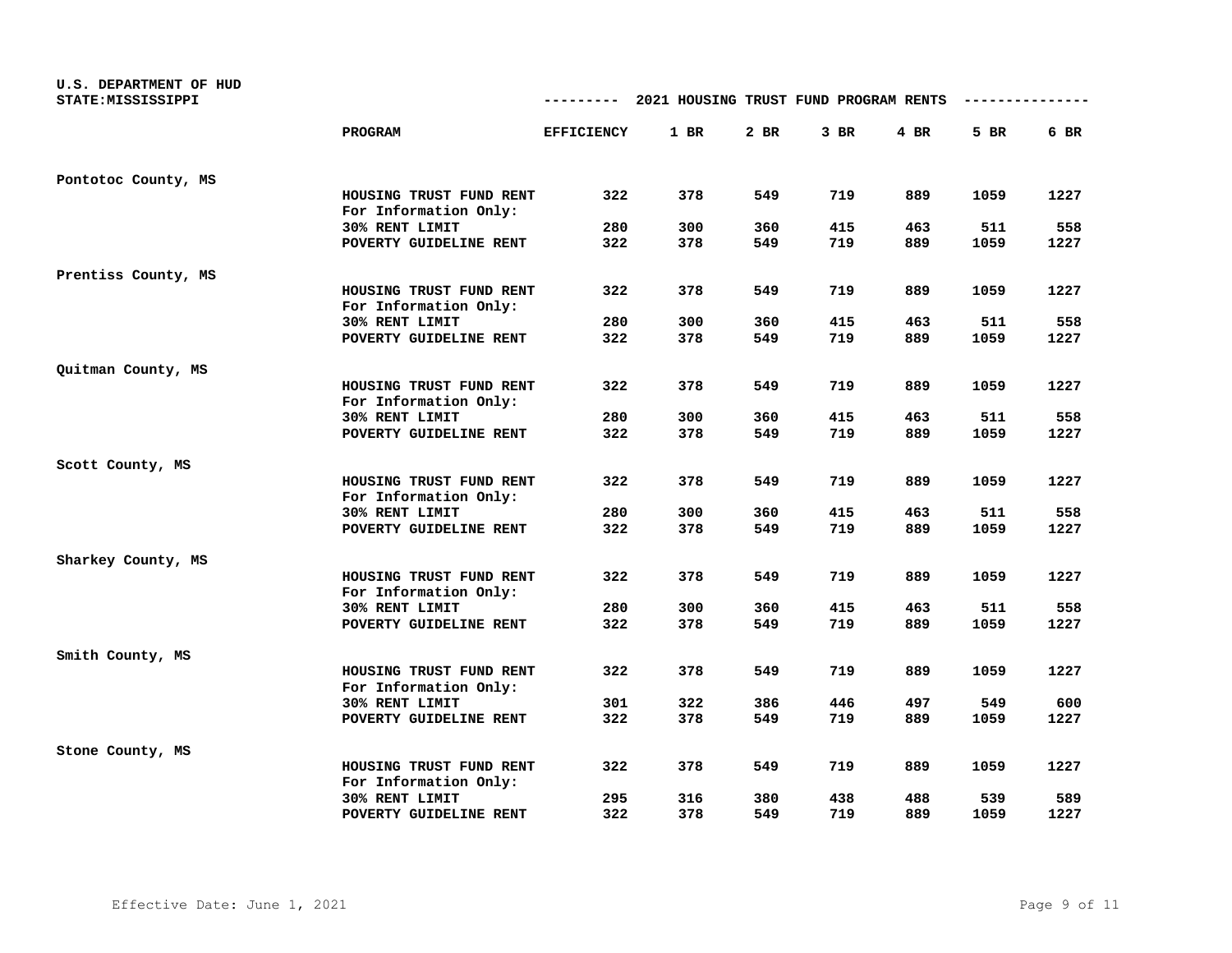U.S. DEPARTMENT OF HUD
STATE:MISSISSIPPI

## 2021 HOUSING TRUST FUND PROGRAM RENTS

| | PROGRAM | EFFICIENCY | 1 BR | 2 BR | 3 BR | 4 BR | 5 BR | 6 BR |
|---|---|---|---|---|---|---|---|---|
| Pontotoc County, MS | | | | | | | | |
| | HOUSING TRUST FUND RENT | 322 | 378 | 549 | 719 | 889 | 1059 | 1227 |
| | For Information Only: | | | | | | | |
| | 30% RENT LIMIT | 280 | 300 | 360 | 415 | 463 | 511 | 558 |
| | POVERTY GUIDELINE RENT | 322 | 378 | 549 | 719 | 889 | 1059 | 1227 |
| Prentiss County, MS | | | | | | | | |
| | HOUSING TRUST FUND RENT | 322 | 378 | 549 | 719 | 889 | 1059 | 1227 |
| | For Information Only: | | | | | | | |
| | 30% RENT LIMIT | 280 | 300 | 360 | 415 | 463 | 511 | 558 |
| | POVERTY GUIDELINE RENT | 322 | 378 | 549 | 719 | 889 | 1059 | 1227 |
| Quitman County, MS | | | | | | | | |
| | HOUSING TRUST FUND RENT | 322 | 378 | 549 | 719 | 889 | 1059 | 1227 |
| | For Information Only: | | | | | | | |
| | 30% RENT LIMIT | 280 | 300 | 360 | 415 | 463 | 511 | 558 |
| | POVERTY GUIDELINE RENT | 322 | 378 | 549 | 719 | 889 | 1059 | 1227 |
| Scott County, MS | | | | | | | | |
| | HOUSING TRUST FUND RENT | 322 | 378 | 549 | 719 | 889 | 1059 | 1227 |
| | For Information Only: | | | | | | | |
| | 30% RENT LIMIT | 280 | 300 | 360 | 415 | 463 | 511 | 558 |
| | POVERTY GUIDELINE RENT | 322 | 378 | 549 | 719 | 889 | 1059 | 1227 |
| Sharkey County, MS | | | | | | | | |
| | HOUSING TRUST FUND RENT | 322 | 378 | 549 | 719 | 889 | 1059 | 1227 |
| | For Information Only: | | | | | | | |
| | 30% RENT LIMIT | 280 | 300 | 360 | 415 | 463 | 511 | 558 |
| | POVERTY GUIDELINE RENT | 322 | 378 | 549 | 719 | 889 | 1059 | 1227 |
| Smith County, MS | | | | | | | | |
| | HOUSING TRUST FUND RENT | 322 | 378 | 549 | 719 | 889 | 1059 | 1227 |
| | For Information Only: | | | | | | | |
| | 30% RENT LIMIT | 301 | 322 | 386 | 446 | 497 | 549 | 600 |
| | POVERTY GUIDELINE RENT | 322 | 378 | 549 | 719 | 889 | 1059 | 1227 |
| Stone County, MS | | | | | | | | |
| | HOUSING TRUST FUND RENT | 322 | 378 | 549 | 719 | 889 | 1059 | 1227 |
| | For Information Only: | | | | | | | |
| | 30% RENT LIMIT | 295 | 316 | 380 | 438 | 488 | 539 | 589 |
| | POVERTY GUIDELINE RENT | 322 | 378 | 549 | 719 | 889 | 1059 | 1227 |

Effective Date: June 1, 2021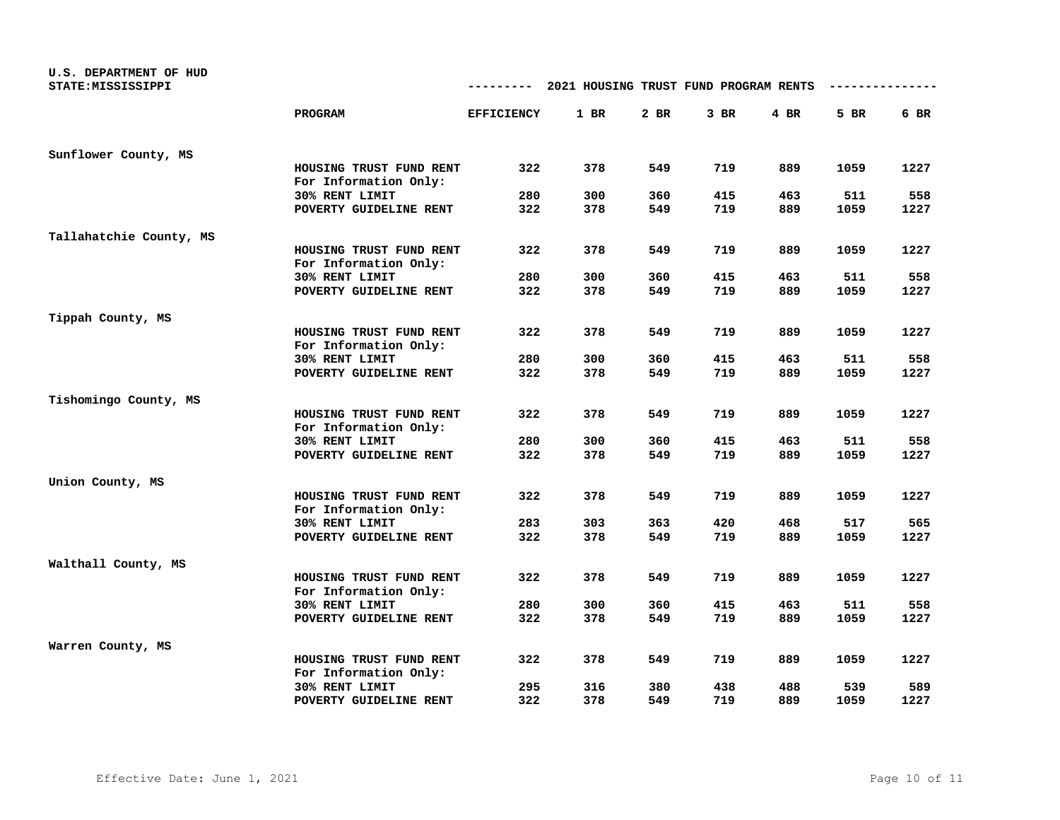U.S. DEPARTMENT OF HUD
STATE:MISSISSIPPI

## 2021 HOUSING TRUST FUND PROGRAM RENTS

| | PROGRAM | EFFICIENCY | 1 BR | 2 BR | 3 BR | 4 BR | 5 BR | 6 BR |
|---|---|---|---|---|---|---|---|---|
| Sunflower County, MS | | | | | | | | |
| | HOUSING TRUST FUND RENT | 322 | 378 | 549 | 719 | 889 | 1059 | 1227 |
| | For Information Only: | | | | | | | |
| | 30% RENT LIMIT | 280 | 300 | 360 | 415 | 463 | 511 | 558 |
| | POVERTY GUIDELINE RENT | 322 | 378 | 549 | 719 | 889 | 1059 | 1227 |
| Tallahatchie County, MS | | | | | | | | |
| | HOUSING TRUST FUND RENT | 322 | 378 | 549 | 719 | 889 | 1059 | 1227 |
| | For Information Only: | | | | | | | |
| | 30% RENT LIMIT | 280 | 300 | 360 | 415 | 463 | 511 | 558 |
| | POVERTY GUIDELINE RENT | 322 | 378 | 549 | 719 | 889 | 1059 | 1227 |
| Tippah County, MS | | | | | | | | |
| | HOUSING TRUST FUND RENT | 322 | 378 | 549 | 719 | 889 | 1059 | 1227 |
| | For Information Only: | | | | | | | |
| | 30% RENT LIMIT | 280 | 300 | 360 | 415 | 463 | 511 | 558 |
| | POVERTY GUIDELINE RENT | 322 | 378 | 549 | 719 | 889 | 1059 | 1227 |
| Tishomingo County, MS | | | | | | | | |
| | HOUSING TRUST FUND RENT | 322 | 378 | 549 | 719 | 889 | 1059 | 1227 |
| | For Information Only: | | | | | | | |
| | 30% RENT LIMIT | 280 | 300 | 360 | 415 | 463 | 511 | 558 |
| | POVERTY GUIDELINE RENT | 322 | 378 | 549 | 719 | 889 | 1059 | 1227 |
| Union County, MS | | | | | | | | |
| | HOUSING TRUST FUND RENT | 322 | 378 | 549 | 719 | 889 | 1059 | 1227 |
| | For Information Only: | | | | | | | |
| | 30% RENT LIMIT | 283 | 303 | 363 | 420 | 468 | 517 | 565 |
| | POVERTY GUIDELINE RENT | 322 | 378 | 549 | 719 | 889 | 1059 | 1227 |
| Walthall County, MS | | | | | | | | |
| | HOUSING TRUST FUND RENT | 322 | 378 | 549 | 719 | 889 | 1059 | 1227 |
| | For Information Only: | | | | | | | |
| | 30% RENT LIMIT | 280 | 300 | 360 | 415 | 463 | 511 | 558 |
| | POVERTY GUIDELINE RENT | 322 | 378 | 549 | 719 | 889 | 1059 | 1227 |
| Warren County, MS | | | | | | | | |
| | HOUSING TRUST FUND RENT | 322 | 378 | 549 | 719 | 889 | 1059 | 1227 |
| | For Information Only: | | | | | | | |
| | 30% RENT LIMIT | 295 | 316 | 380 | 438 | 488 | 539 | 589 |
| | POVERTY GUIDELINE RENT | 322 | 378 | 549 | 719 | 889 | 1059 | 1227 |

Effective Date: June 1, 2021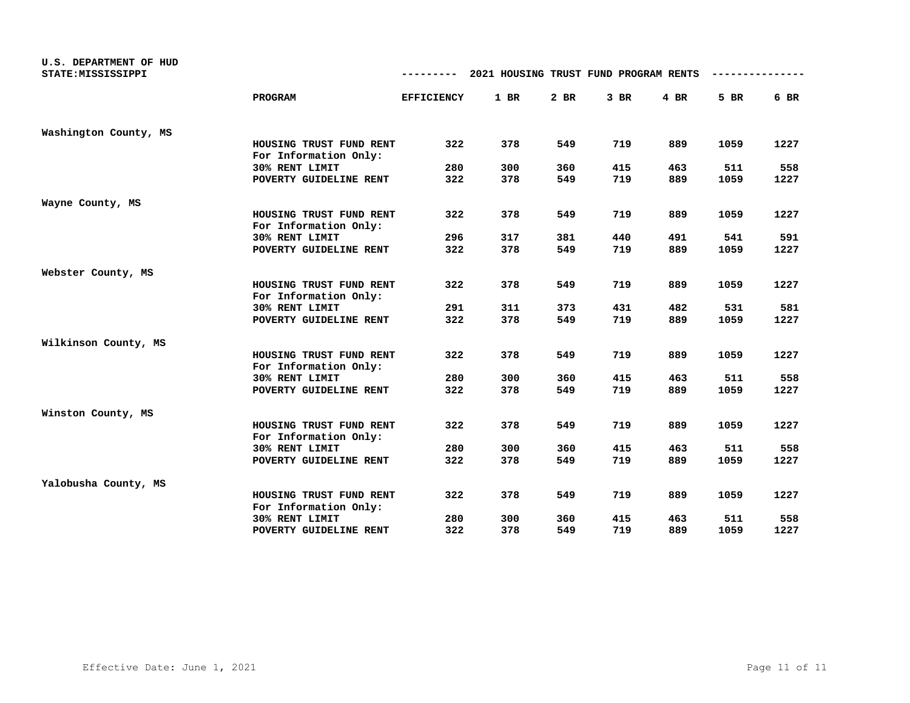U.S. DEPARTMENT OF HUD
STATE:MISSISSIPPI

--------- 2021 HOUSING TRUST FUND PROGRAM RENTS ---------------

| | PROGRAM | EFFICIENCY | 1 BR | 2 BR | 3 BR | 4 BR | 5 BR | 6 BR |
|---|---|---|---|---|---|---|---|---|
| Washington County, MS | | | | | | | | |
| | HOUSING TRUST FUND RENT | 322 | 378 | 549 | 719 | 889 | 1059 | 1227 |
| | For Information Only: | | | | | | | |
| | 30% RENT LIMIT | 280 | 300 | 360 | 415 | 463 | 511 | 558 |
| | POVERTY GUIDELINE RENT | 322 | 378 | 549 | 719 | 889 | 1059 | 1227 |
| Wayne County, MS | | | | | | | | |
| | HOUSING TRUST FUND RENT | 322 | 378 | 549 | 719 | 889 | 1059 | 1227 |
| | For Information Only: | | | | | | | |
| | 30% RENT LIMIT | 296 | 317 | 381 | 440 | 491 | 541 | 591 |
| | POVERTY GUIDELINE RENT | 322 | 378 | 549 | 719 | 889 | 1059 | 1227 |
| Webster County, MS | | | | | | | | |
| | HOUSING TRUST FUND RENT | 322 | 378 | 549 | 719 | 889 | 1059 | 1227 |
| | For Information Only: | | | | | | | |
| | 30% RENT LIMIT | 291 | 311 | 373 | 431 | 482 | 531 | 581 |
| | POVERTY GUIDELINE RENT | 322 | 378 | 549 | 719 | 889 | 1059 | 1227 |
| Wilkinson County, MS | | | | | | | | |
| | HOUSING TRUST FUND RENT | 322 | 378 | 549 | 719 | 889 | 1059 | 1227 |
| | For Information Only: | | | | | | | |
| | 30% RENT LIMIT | 280 | 300 | 360 | 415 | 463 | 511 | 558 |
| | POVERTY GUIDELINE RENT | 322 | 378 | 549 | 719 | 889 | 1059 | 1227 |
| Winston County, MS | | | | | | | | |
| | HOUSING TRUST FUND RENT | 322 | 378 | 549 | 719 | 889 | 1059 | 1227 |
| | For Information Only: | | | | | | | |
| | 30% RENT LIMIT | 280 | 300 | 360 | 415 | 463 | 511 | 558 |
| | POVERTY GUIDELINE RENT | 322 | 378 | 549 | 719 | 889 | 1059 | 1227 |
| Yalobusha County, MS | | | | | | | | |
| | HOUSING TRUST FUND RENT | 322 | 378 | 549 | 719 | 889 | 1059 | 1227 |
| | For Information Only: | | | | | | | |
| | 30% RENT LIMIT | 280 | 300 | 360 | 415 | 463 | 511 | 558 |
| | POVERTY GUIDELINE RENT | 322 | 378 | 549 | 719 | 889 | 1059 | 1227 |

Effective Date: June 1, 2021